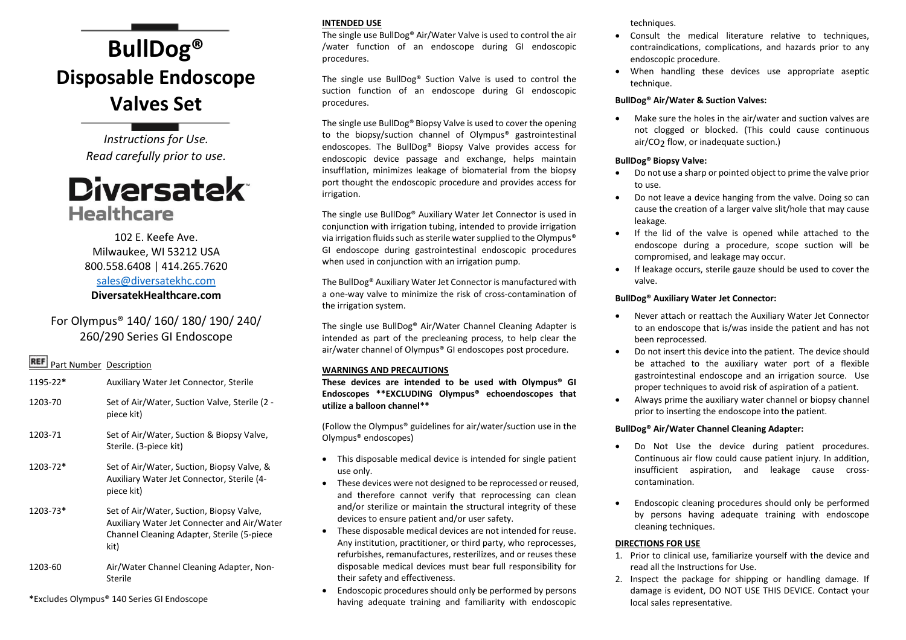# BullDog®
# Disposable Endoscope Valves Set

*Instructions for Use.*
*Read carefully prior to use.*

**Diversatek Healthcare**

102 E. Keefe Ave.
Milwaukee, WI 53212 USA
800.558.6408 | 414.265.7620
sales@diversatekhc.com
**DiversatekHealthcare.com**

For Olympus® 140/ 160/ 180/ 190/ 240/ 260/290 Series GI Endoscope

| REF Part Number | Description |
| --- | --- |
| 1195-22* | Auxiliary Water Jet Connector, Sterile |
| 1203-70 | Set of Air/Water, Suction Valve, Sterile (2 - piece kit) |
| 1203-71 | Set of Air/Water, Suction & Biopsy Valve, Sterile. (3-piece kit) |
| 1203-72* | Set of Air/Water, Suction, Biopsy Valve, & Auxiliary Water Jet Connector, Sterile (4-piece kit) |
| 1203-73* | Set of Air/Water, Suction, Biopsy Valve, Auxiliary Water Jet Connecter and Air/Water Channel Cleaning Adapter, Sterile (5-piece kit) |
| 1203-60 | Air/Water Channel Cleaning Adapter, Non-Sterile |

*Excludes Olympus® 140 Series GI Endoscope

## INTENDED USE

The single use BullDog® Air/Water Valve is used to control the air /water function of an endoscope during GI endoscopic procedures.

The single use BullDog® Suction Valve is used to control the suction function of an endoscope during GI endoscopic procedures.

The single use BullDog® Biopsy Valve is used to cover the opening to the biopsy/suction channel of Olympus® gastrointestinal endoscopes. The BullDog® Biopsy Valve provides access for endoscopic device passage and exchange, helps maintain insufflation, minimizes leakage of biomaterial from the biopsy port thought the endoscopic procedure and provides access for irrigation.

The single use BullDog® Auxiliary Water Jet Connector is used in conjunction with irrigation tubing, intended to provide irrigation via irrigation fluids such as sterile water supplied to the Olympus® GI endoscope during gastrointestinal endoscopic procedures when used in conjunction with an irrigation pump.

The BullDog® Auxiliary Water Jet Connector is manufactured with a one-way valve to minimize the risk of cross-contamination of the irrigation system.

The single use BullDog® Air/Water Channel Cleaning Adapter is intended as part of the precleaning process, to help clear the air/water channel of Olympus® GI endoscopes post procedure.

## WARNINGS AND PRECAUTIONS

**These devices are intended to be used with Olympus® GI Endoscopes **EXCLUDING Olympus® echoendoscopes that utilize a balloon channel****

(Follow the Olympus® guidelines for air/water/suction use in the Olympus® endoscopes)

- This disposable medical device is intended for single patient use only.
- These devices were not designed to be reprocessed or reused, and therefore cannot verify that reprocessing can clean and/or sterilize or maintain the structural integrity of these devices to ensure patient and/or user safety.
- These disposable medical devices are not intended for reuse. Any institution, practitioner, or third party, who reprocesses, refurbishes, remanufactures, resterilizes, and or reuses these disposable medical devices must bear full responsibility for their safety and effectiveness.
- Endoscopic procedures should only be performed by persons having adequate training and familiarity with endoscopic techniques.
- Consult the medical literature relative to techniques, contraindications, complications, and hazards prior to any endoscopic procedure.
- When handling these devices use appropriate aseptic technique.

**BullDog® Air/Water & Suction Valves:**

- Make sure the holes in the air/water and suction valves are not clogged or blocked. (This could cause continuous air/$CO_2$ flow, or inadequate suction.)

**BullDog® Biopsy Valve:**

- Do not use a sharp or pointed object to prime the valve prior to use.
- Do not leave a device hanging from the valve. Doing so can cause the creation of a larger valve slit/hole that may cause leakage.
- If the lid of the valve is opened while attached to the endoscope during a procedure, scope suction will be compromised, and leakage may occur.
- If leakage occurs, sterile gauze should be used to cover the valve.

**BullDog® Auxiliary Water Jet Connector:**

- Never attach or reattach the Auxiliary Water Jet Connector to an endoscope that is/was inside the patient and has not been reprocessed.
- Do not insert this device into the patient. The device should be attached to the auxiliary water port of a flexible gastrointestinal endoscope and an irrigation source. Use proper techniques to avoid risk of aspiration of a patient.
- Always prime the auxiliary water channel or biopsy channel prior to inserting the endoscope into the patient.

**BullDog® Air/Water Channel Cleaning Adapter:**

- Do Not Use the device during patient procedures. Continuous air flow could cause patient injury. In addition, insufficient aspiration, and leakage cause cross-contamination.
- Endoscopic cleaning procedures should only be performed by persons having adequate training with endoscope cleaning techniques.

## DIRECTIONS FOR USE

1. Prior to clinical use, familiarize yourself with the device and read all the Instructions for Use.
2. Inspect the package for shipping or handling damage. If damage is evident, DO NOT USE THIS DEVICE. Contact your local sales representative.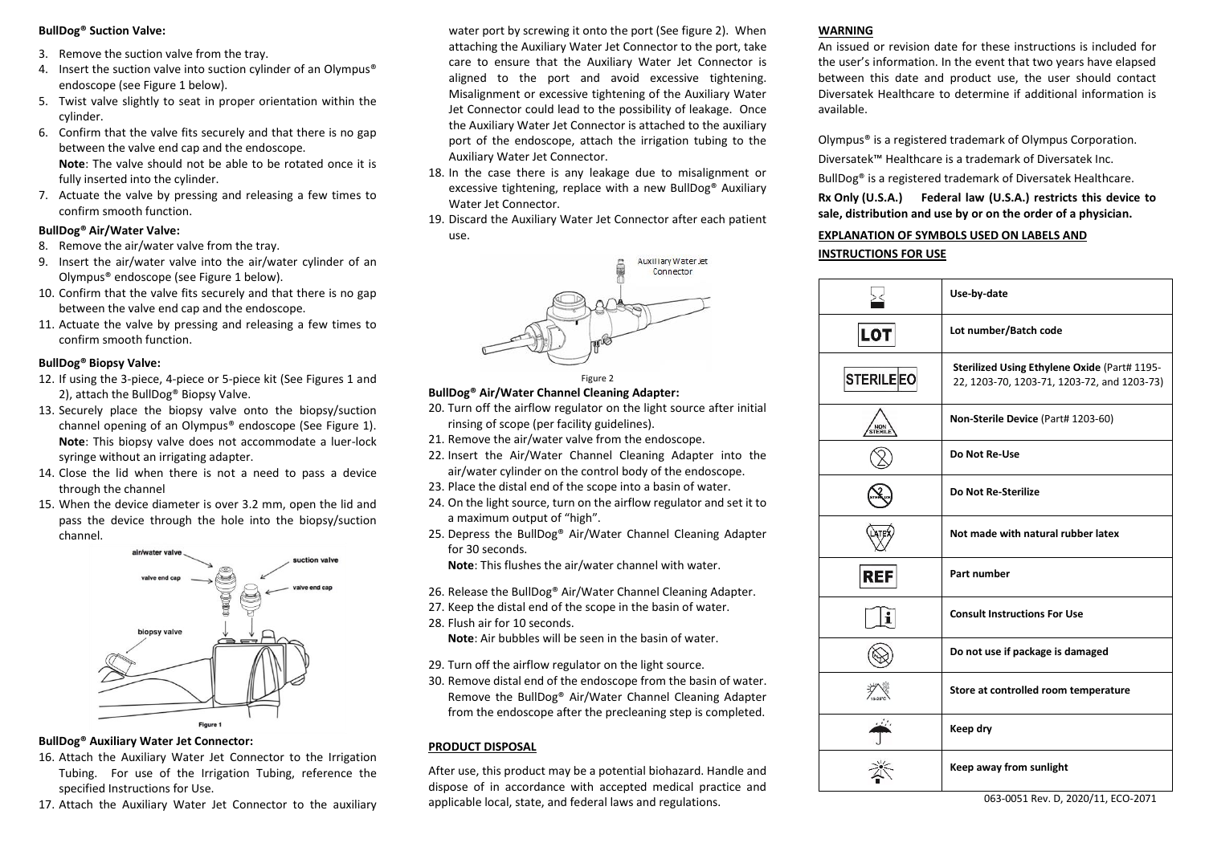**BullDog® Suction Valve:**

3. Remove the suction valve from the tray.
4. Insert the suction valve into suction cylinder of an Olympus® endoscope (see Figure 1 below).
5. Twist valve slightly to seat in proper orientation within the cylinder.
6. Confirm that the valve fits securely and that there is no gap between the valve end cap and the endoscope.
   **Note**: The valve should not be able to be rotated once it is fully inserted into the cylinder.
7. Actuate the valve by pressing and releasing a few times to confirm smooth function.

**BullDog® Air/Water Valve:**

8. Remove the air/water valve from the tray.
9. Insert the air/water valve into the air/water cylinder of an Olympus® endoscope (see Figure 1 below).
10. Confirm that the valve fits securely and that there is no gap between the valve end cap and the endoscope.
11. Actuate the valve by pressing and releasing a few times to confirm smooth function.

**BullDog® Biopsy Valve:**

12. If using the 3-piece, 4-piece or 5-piece kit (See Figures 1 and 2), attach the BullDog® Biopsy Valve.
13. Securely place the biopsy valve onto the biopsy/suction channel opening of an Olympus® endoscope (See Figure 1). **Note**: This biopsy valve does not accommodate a luer-lock syringe without an irrigating adapter.
14. Close the lid when there is not a need to pass a device through the channel
15. When the device diameter is over 3.2 mm, open the lid and pass the device through the hole into the biopsy/suction channel.

air/water valve
suction valve
valve end cap
valve end cap
biopsy valve

Figure 1

**BullDog® Auxiliary Water Jet Connector:**

16. Attach the Auxiliary Water Jet Connector to the Irrigation Tubing. For use of the Irrigation Tubing, reference the specified Instructions for Use.
17. Attach the Auxiliary Water Jet Connector to the auxiliary water port by screwing it onto the port (See figure 2). When attaching the Auxiliary Water Jet Connector to the port, take care to ensure that the Auxiliary Water Jet Connector is aligned to the port and avoid excessive tightening. Misalignment or excessive tightening of the Auxiliary Water Jet Connector could lead to the possibility of leakage. Once the Auxiliary Water Jet Connector is attached to the auxiliary port of the endoscope, attach the irrigation tubing to the Auxiliary Water Jet Connector.
18. In the case there is any leakage due to misalignment or excessive tightening, replace with a new BullDog® Auxiliary Water Jet Connector.
19. Discard the Auxiliary Water Jet Connector after each patient use.

Auxiliary Water Jet Connector

Figure 2

**BullDog® Air/Water Channel Cleaning Adapter:**

20. Turn off the airflow regulator on the light source after initial rinsing of scope (per facility guidelines).
21. Remove the air/water valve from the endoscope.
22. Insert the Air/Water Channel Cleaning Adapter into the air/water cylinder on the control body of the endoscope.
23. Place the distal end of the scope into a basin of water.
24. On the light source, turn on the airflow regulator and set it to a maximum output of "high".
25. Depress the BullDog® Air/Water Channel Cleaning Adapter for 30 seconds.
    **Note**: This flushes the air/water channel with water.
26. Release the BullDog® Air/Water Channel Cleaning Adapter.
27. Keep the distal end of the scope in the basin of water.
28. Flush air for 10 seconds.
    **Note**: Air bubbles will be seen in the basin of water.
29. Turn off the airflow regulator on the light source.
30. Remove distal end of the endoscope from the basin of water. Remove the BullDog® Air/Water Channel Cleaning Adapter from the endoscope after the precleaning step is completed.

**PRODUCT DISPOSAL**

After use, this product may be a potential biohazard. Handle and dispose of in accordance with accepted medical practice and applicable local, state, and federal laws and regulations.

**WARNING**

An issued or revision date for these instructions is included for the user's information. In the event that two years have elapsed between this date and product use, the user should contact Diversatek Healthcare to determine if additional information is available.

Olympus® is a registered trademark of Olympus Corporation.

Diversatek™ Healthcare is a trademark of Diversatek Inc.

BullDog® is a registered trademark of Diversatek Healthcare.

**Rx Only (U.S.A.) Federal law (U.S.A.) restricts this device to sale, distribution and use by or on the order of a physician.**

**EXPLANATION OF SYMBOLS USED ON LABELS AND INSTRUCTIONS FOR USE**

| | |
|---|---|
| | **Use-by-date** |
| LOT | **Lot number/Batch code** |
| STERILE EO | **Sterilized Using Ethylene Oxide** (Part# 1195-22, 1203-70, 1203-71, 1203-72, and 1203-73) |
| NON STERILE | **Non-Sterile Device** (Part# 1203-60) |
| | **Do Not Re-Use** |
| | **Do Not Re-Sterilize** |
| LATEX | **Not made with natural rubber latex** |
| REF | **Part number** |
| | **Consult Instructions For Use** |
| | **Do not use if package is damaged** |
| 15-25°C | **Store at controlled room temperature** |
| | **Keep dry** |
| | **Keep away from sunlight** |

063-0051 Rev. D, 2020/11, ECO-2071